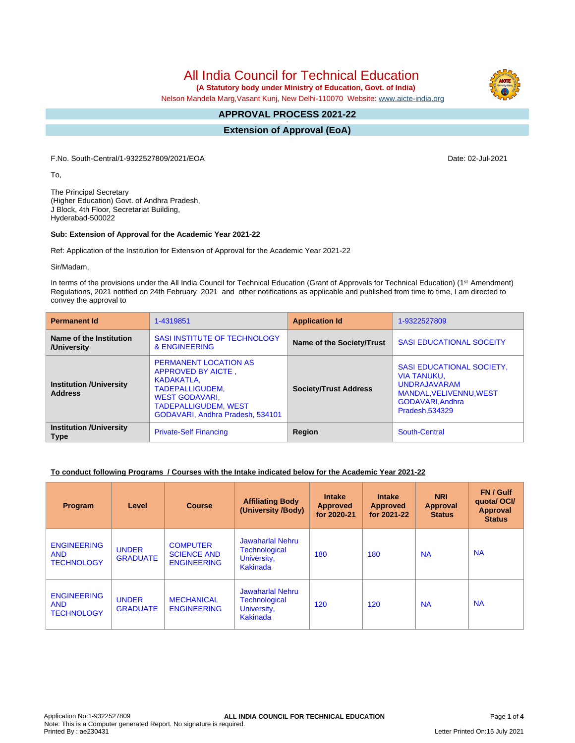# All India Council for Technical Education

**(A Statutory body under Ministry of Education, Govt. of India)**

Nelson Mandela Marg,Vasant Kunj, New Delhi-110070 Website: www.aicte-india.org

## APPROVAL PROCESS 2021-22

## Extension of Approval (EoA)

F.No. South-Central/1-9322527809/2021/EOA

Date: 02-Jul-2021

To,

The Principal Secretary
(Higher Education) Govt. of Andhra Pradesh,
J Block, 4th Floor, Secretariat Building,
Hyderabad-500022

**Sub: Extension of Approval for the Academic Year 2021-22**

Ref: Application of the Institution for Extension of Approval for the Academic Year 2021-22

Sir/Madam,

In terms of the provisions under the All India Council for Technical Education (Grant of Approvals for Technical Education) (1st Amendment) Regulations, 2021 notified on 24th February 2021 and other notifications as applicable and published from time to time, I am directed to convey the approval to

| **Permanent Id** | 1-4319851 | **Application Id** | 1-9322527809 |
|---|---|---|---|
| **Name of the Institution /University** | SASI INSTITUTE OF TECHNOLOGY & ENGINEERING | **Name of the Society/Trust** | SASI EDUCATIONAL SOCEITY |
| **Institution /University Address** | PERMANENT LOCATION AS APPROVED BY AICTE , KADAKATLA, TADEPALLIGUDEM, WEST GODAVARI, TADEPALLIGUDEM, WEST GODAVARI, Andhra Pradesh, 534101 | **Society/Trust Address** | SASI EDUCATIONAL SOCIETY, VIA TANUKU, UNDRAJAVARAM MANDAL,VELIVENNU,WEST GODAVARI,Andhra Pradesh,534329 |
| **Institution /University Type** | Private-Self Financing | **Region** | South-Central |

**To conduct following Programs / Courses with the Intake indicated below for the Academic Year 2021-22**

| Program | Level | Course | Affiliating Body (University /Body) | Intake Approved for 2020-21 | Intake Approved for 2021-22 | NRI Approval Status | FN / Gulf quota/ OCI/ Approval Status |
|---|---|---|---|---|---|---|---|
| ENGINEERING AND TECHNOLOGY | UNDER GRADUATE | COMPUTER SCIENCE AND ENGINEERING | Jawaharlal Nehru Technological University, Kakinada | 180 | 180 | NA | NA |
| ENGINEERING AND TECHNOLOGY | UNDER GRADUATE | MECHANICAL ENGINEERING | Jawaharlal Nehru Technological University, Kakinada | 120 | 120 | NA | NA |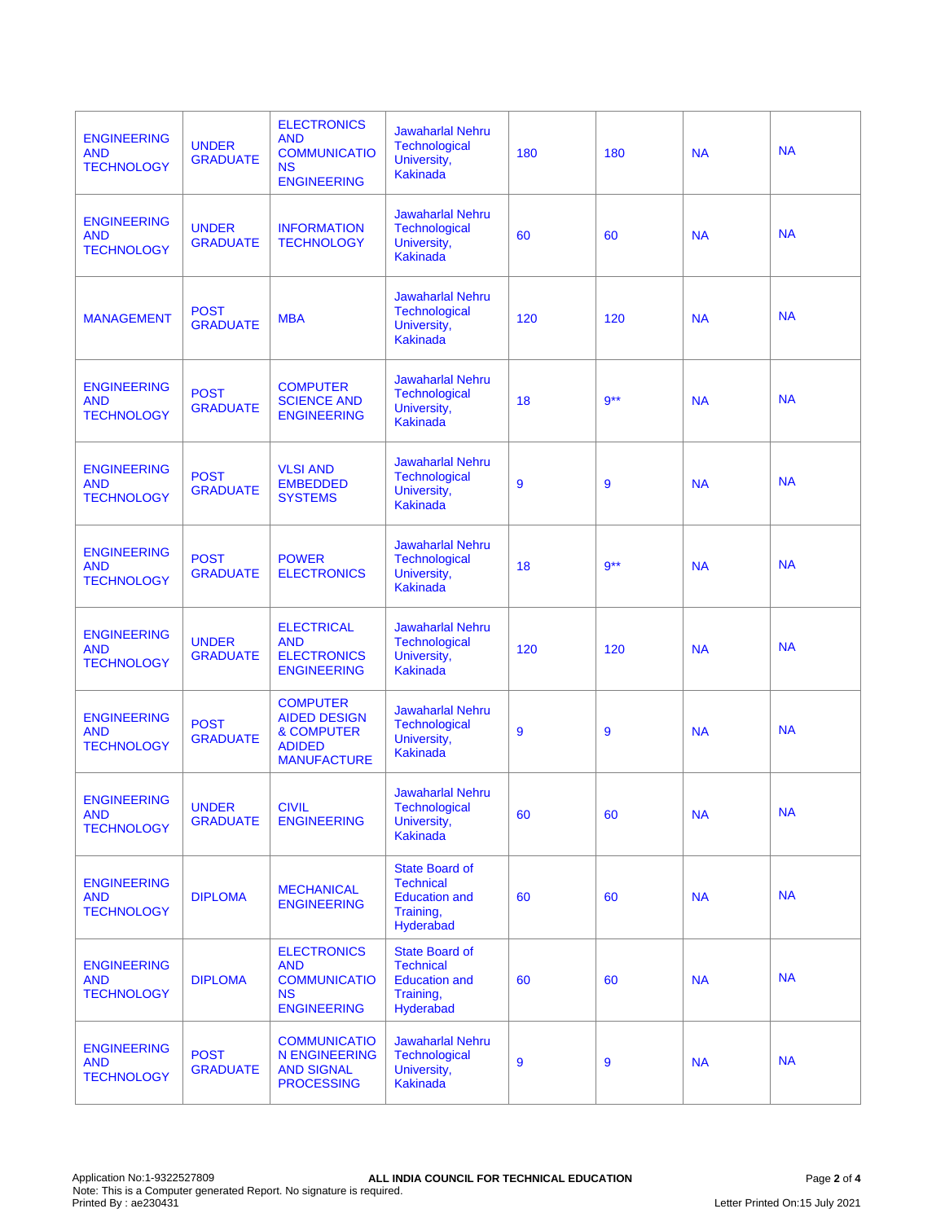| | | | | | | | |
|---|---|---|---|---|---|---|---|
| ENGINEERING AND TECHNOLOGY | UNDER GRADUATE | ELECTRONICS AND COMMUNICATIONS ENGINEERING | Jawaharlal Nehru Technological University, Kakinada | 180 | 180 | NA | NA |
| ENGINEERING AND TECHNOLOGY | UNDER GRADUATE | INFORMATION TECHNOLOGY | Jawaharlal Nehru Technological University, Kakinada | 60 | 60 | NA | NA |
| MANAGEMENT | POST GRADUATE | MBA | Jawaharlal Nehru Technological University, Kakinada | 120 | 120 | NA | NA |
| ENGINEERING AND TECHNOLOGY | POST GRADUATE | COMPUTER SCIENCE AND ENGINEERING | Jawaharlal Nehru Technological University, Kakinada | 18 | 9** | NA | NA |
| ENGINEERING AND TECHNOLOGY | POST GRADUATE | VLSI AND EMBEDDED SYSTEMS | Jawaharlal Nehru Technological University, Kakinada | 9 | 9 | NA | NA |
| ENGINEERING AND TECHNOLOGY | POST GRADUATE | POWER ELECTRONICS | Jawaharlal Nehru Technological University, Kakinada | 18 | 9** | NA | NA |
| ENGINEERING AND TECHNOLOGY | UNDER GRADUATE | ELECTRICAL AND ELECTRONICS ENGINEERING | Jawaharlal Nehru Technological University, Kakinada | 120 | 120 | NA | NA |
| ENGINEERING AND TECHNOLOGY | POST GRADUATE | COMPUTER AIDED DESIGN & COMPUTER ADIDED MANUFACTURE | Jawaharlal Nehru Technological University, Kakinada | 9 | 9 | NA | NA |
| ENGINEERING AND TECHNOLOGY | UNDER GRADUATE | CIVIL ENGINEERING | Jawaharlal Nehru Technological University, Kakinada | 60 | 60 | NA | NA |
| ENGINEERING AND TECHNOLOGY | DIPLOMA | MECHANICAL ENGINEERING | State Board of Technical Education and Training, Hyderabad | 60 | 60 | NA | NA |
| ENGINEERING AND TECHNOLOGY | DIPLOMA | ELECTRONICS AND COMMUNICATIONS ENGINEERING | State Board of Technical Education and Training, Hyderabad | 60 | 60 | NA | NA |
| ENGINEERING AND TECHNOLOGY | POST GRADUATE | COMMUNICATION ENGINEERING AND SIGNAL PROCESSING | Jawaharlal Nehru Technological University, Kakinada | 9 | 9 | NA | NA |

Application No:1-9322527809
Note: This is a Computer generated Report. No signature is required.
Printed By : ae230431

ALL INDIA COUNCIL FOR TECHNICAL EDUCATION

Letter Printed On:15 July 2021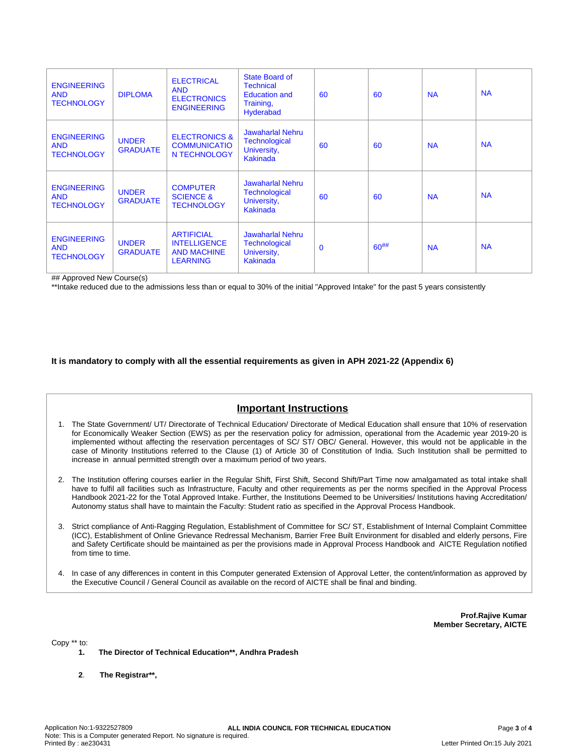| ENGINEERING AND TECHNOLOGY | DIPLOMA | ELECTRICAL AND ELECTRONICS ENGINEERING | State Board of Technical Education and Training, Hyderabad | 60 | 60 | NA | NA |
|---|---|---|---|---|---|---|---|
| ENGINEERING AND TECHNOLOGY | UNDER GRADUATE | ELECTRONICS & COMMUNICATION TECHNOLOGY | Jawaharlal Nehru Technological University, Kakinada | 60 | 60 | NA | NA |
| ENGINEERING AND TECHNOLOGY | UNDER GRADUATE | COMPUTER SCIENCE & TECHNOLOGY | Jawaharlal Nehru Technological University, Kakinada | 60 | 60 | NA | NA |
| ENGINEERING AND TECHNOLOGY | UNDER GRADUATE | ARTIFICIAL INTELLIGENCE AND MACHINE LEARNING | Jawaharlal Nehru Technological University, Kakinada | 0 | 60## | NA | NA |

## Approved New Course(s)

**Intake reduced due to the admissions less than or equal to 30% of the initial "Approved Intake" for the past 5 years consistently

**It is mandatory to comply with all the essential requirements as given in APH 2021-22 (Appendix 6)**

## Important Instructions

1. The State Government/ UT/ Directorate of Technical Education/ Directorate of Medical Education shall ensure that 10% of reservation for Economically Weaker Section (EWS) as per the reservation policy for admission, operational from the Academic year 2019-20 is implemented without affecting the reservation percentages of SC/ ST/ OBC/ General. However, this would not be applicable in the case of Minority Institutions referred to the Clause (1) of Article 30 of Constitution of India. Such Institution shall be permitted to increase in annual permitted strength over a maximum period of two years.

2. The Institution offering courses earlier in the Regular Shift, First Shift, Second Shift/Part Time now amalgamated as total intake shall have to fulfil all facilities such as Infrastructure, Faculty and other requirements as per the norms specified in the Approval Process Handbook 2021-22 for the Total Approved Intake. Further, the Institutions Deemed to be Universities/ Institutions having Accreditation/ Autonomy status shall have to maintain the Faculty: Student ratio as specified in the Approval Process Handbook.

3. Strict compliance of Anti-Ragging Regulation, Establishment of Committee for SC/ ST, Establishment of Internal Complaint Committee (ICC), Establishment of Online Grievance Redressal Mechanism, Barrier Free Built Environment for disabled and elderly persons, Fire and Safety Certificate should be maintained as per the provisions made in Approval Process Handbook and AICTE Regulation notified from time to time.

4. In case of any differences in content in this Computer generated Extension of Approval Letter, the content/information as approved by the Executive Council / General Council as available on the record of AICTE shall be final and binding.

**Prof.Rajive Kumar**
**Member Secretary, AICTE**

Copy ** to:

1. **The Director of Technical Education**, Andhra Pradesh**

2. **The Registrar**,**

Application No:1-9322527809
ALL INDIA COUNCIL FOR TECHNICAL EDUCATION
Note: This is a Computer generated Report. No signature is required.
Printed By : ae230431
Letter Printed On:15 July 2021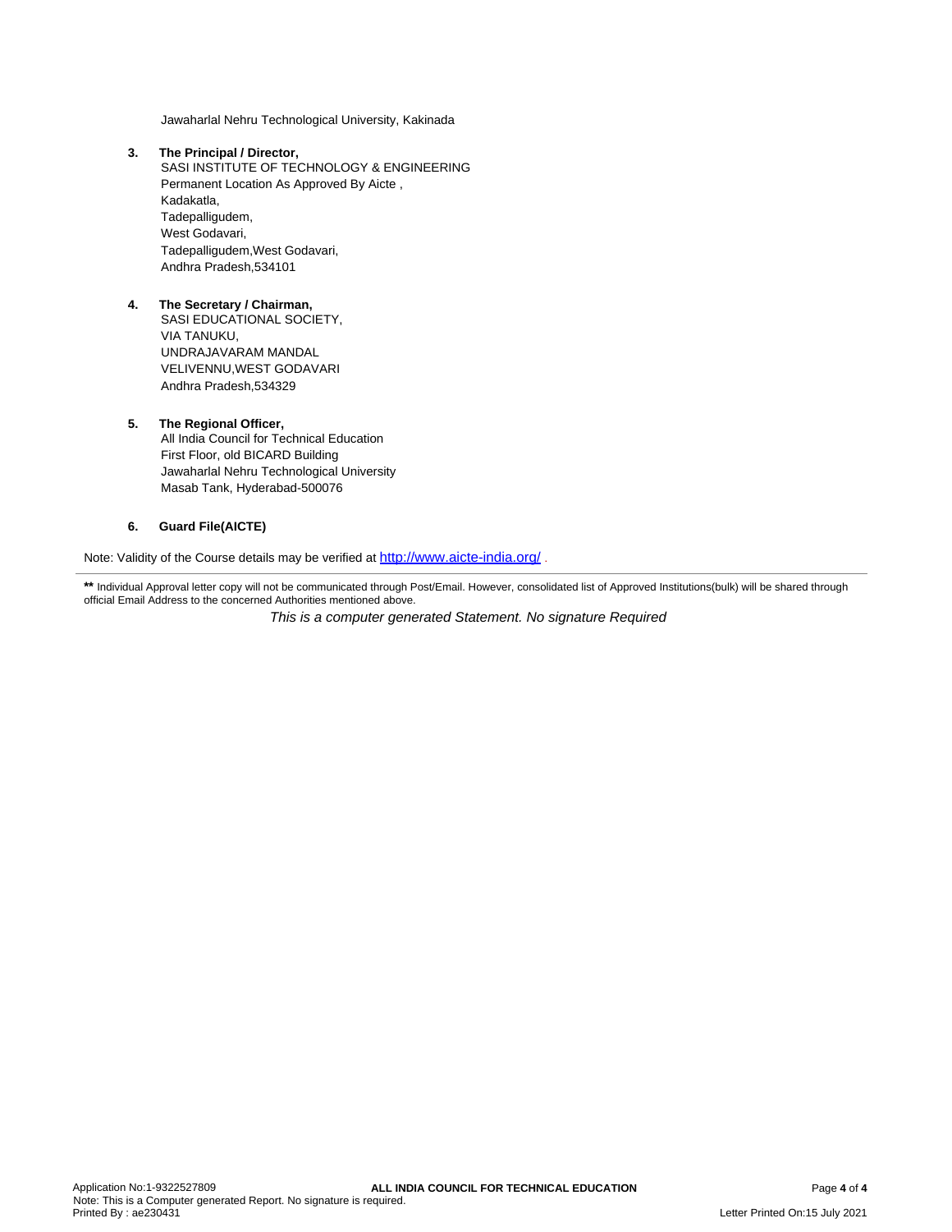Jawaharlal Nehru Technological University, Kakinada

3. **The Principal / Director,**
   SASI INSTITUTE OF TECHNOLOGY & ENGINEERING
   Permanent Location As Approved By Aicte ,
   Kadakatla,
   Tadepalligudem,
   West Godavari,
   Tadepalligudem,West Godavari,
   Andhra Pradesh,534101

4. **The Secretary / Chairman,**
   SASI EDUCATIONAL SOCIETY,
   VIA TANUKU,
   UNDRAJAVARAM MANDAL
   VELIVENNU,WEST GODAVARI
   Andhra Pradesh,534329

5. **The Regional Officer,**
   All India Council for Technical Education
   First Floor, old BICARD Building
   Jawaharlal Nehru Technological University
   Masab Tank, Hyderabad-500076

6. **Guard File(AICTE)**

Note: Validity of the Course details may be verified at http://www.aicte-india.org/ .

---

**\*\*** Individual Approval letter copy will not be communicated through Post/Email. However, consolidated list of Approved Institutions(bulk) will be shared through official Email Address to the concerned Authorities mentioned above.

*This is a computer generated Statement. No signature Required*

Application No:1-9322527809

Note: This is a Computer generated Report. No signature is required.

Printed By : ae230431

Letter Printed On:15 July 2021